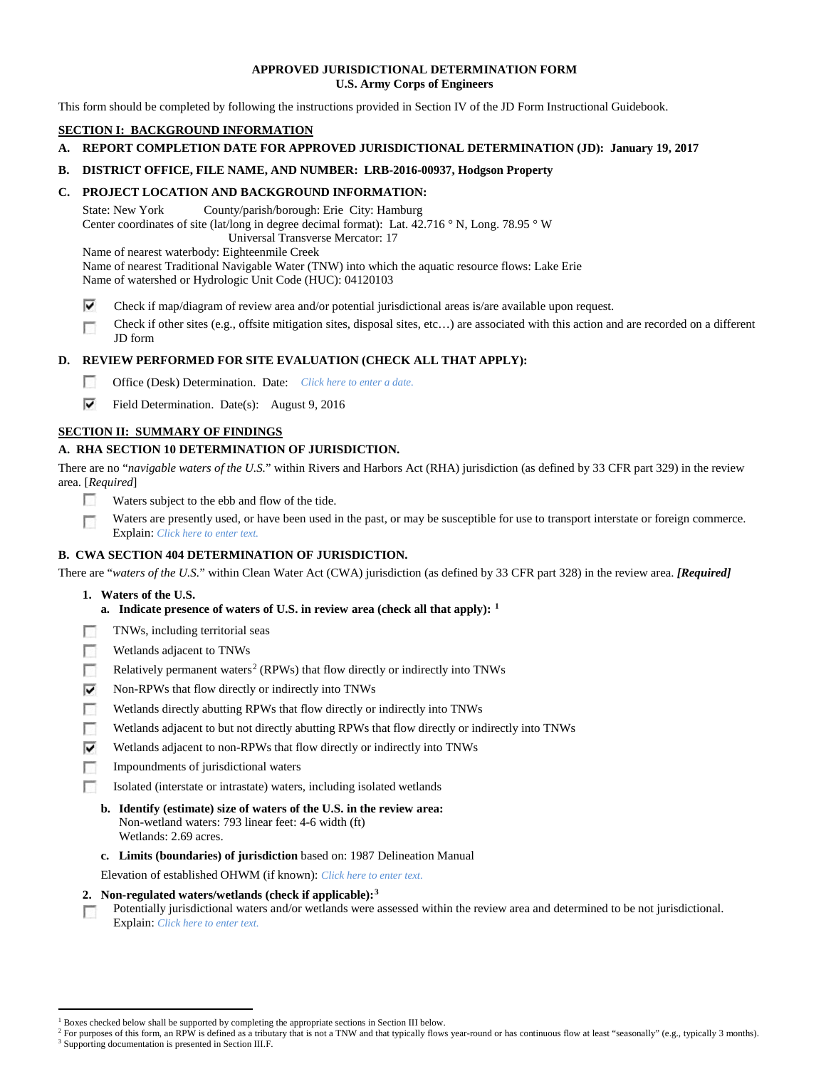**APPROVED JURISDICTIONAL DETERMINATION FORM**
**U.S. Army Corps of Engineers**

This form should be completed by following the instructions provided in Section IV of the JD Form Instructional Guidebook.

## SECTION I: BACKGROUND INFORMATION

**A. REPORT COMPLETION DATE FOR APPROVED JURISDICTIONAL DETERMINATION (JD): January 19, 2017**

**B. DISTRICT OFFICE, FILE NAME, AND NUMBER: LRB-2016-00937, Hodgson Property**

**C. PROJECT LOCATION AND BACKGROUND INFORMATION:**

State: New York County/parish/borough: Erie City: Hamburg
Center coordinates of site (lat/long in degree decimal format): Lat. 42.716 ° N, Long. 78.95 ° W
Universal Transverse Mercator: 17
Name of nearest waterbody: Eighteenmile Creek
Name of nearest Traditional Navigable Water (TNW) into which the aquatic resource flows: Lake Erie
Name of watershed or Hydrologic Unit Code (HUC): 04120103

- [x] Check if map/diagram of review area and/or potential jurisdictional areas is/are available upon request.
- [ ] Check if other sites (e.g., offsite mitigation sites, disposal sites, etc…) are associated with this action and are recorded on a different JD form

**D. REVIEW PERFORMED FOR SITE EVALUATION (CHECK ALL THAT APPLY):**

- [ ] Office (Desk) Determination. Date: *Click here to enter a date.*
- [x] Field Determination. Date(s): August 9, 2016

## SECTION II: SUMMARY OF FINDINGS

**A. RHA SECTION 10 DETERMINATION OF JURISDICTION.**

There are no "*navigable waters of the U.S.*" within Rivers and Harbors Act (RHA) jurisdiction (as defined by 33 CFR part 329) in the review area. [*Required*]

- [ ] Waters subject to the ebb and flow of the tide.
- [ ] Waters are presently used, or have been used in the past, or may be susceptible for use to transport interstate or foreign commerce. Explain: *Click here to enter text.*

**B. CWA SECTION 404 DETERMINATION OF JURISDICTION.**

There are "*waters of the U.S.*" within Clean Water Act (CWA) jurisdiction (as defined by 33 CFR part 328) in the review area. ***[Required]***

**1. Waters of the U.S.**

**a. Indicate presence of waters of U.S. in review area (check all that apply): [1]**

- [ ] TNWs, including territorial seas
- [ ] Wetlands adjacent to TNWs
- [ ] Relatively permanent waters[2] (RPWs) that flow directly or indirectly into TNWs
- [x] Non-RPWs that flow directly or indirectly into TNWs
- [ ] Wetlands directly abutting RPWs that flow directly or indirectly into TNWs
- [ ] Wetlands adjacent to but not directly abutting RPWs that flow directly or indirectly into TNWs
- [x] Wetlands adjacent to non-RPWs that flow directly or indirectly into TNWs
- [ ] Impoundments of jurisdictional waters
- [ ] Isolated (interstate or intrastate) waters, including isolated wetlands

**b. Identify (estimate) size of waters of the U.S. in the review area:**
Non-wetland waters: 793 linear feet: 4-6 width (ft)
Wetlands: 2.69 acres.

**c. Limits (boundaries) of jurisdiction** based on: 1987 Delineation Manual

Elevation of established OHWM (if known): *Click here to enter text.*

**2. Non-regulated waters/wetlands (check if applicable):[3]**

- [ ] Potentially jurisdictional waters and/or wetlands were assessed within the review area and determined to be not jurisdictional. Explain: *Click here to enter text.*

---

[1] Boxes checked below shall be supported by completing the appropriate sections in Section III below.
[2] For purposes of this form, an RPW is defined as a tributary that is not a TNW and that typically flows year-round or has continuous flow at least "seasonally" (e.g., typically 3 months).
[3] Supporting documentation is presented in Section III.F.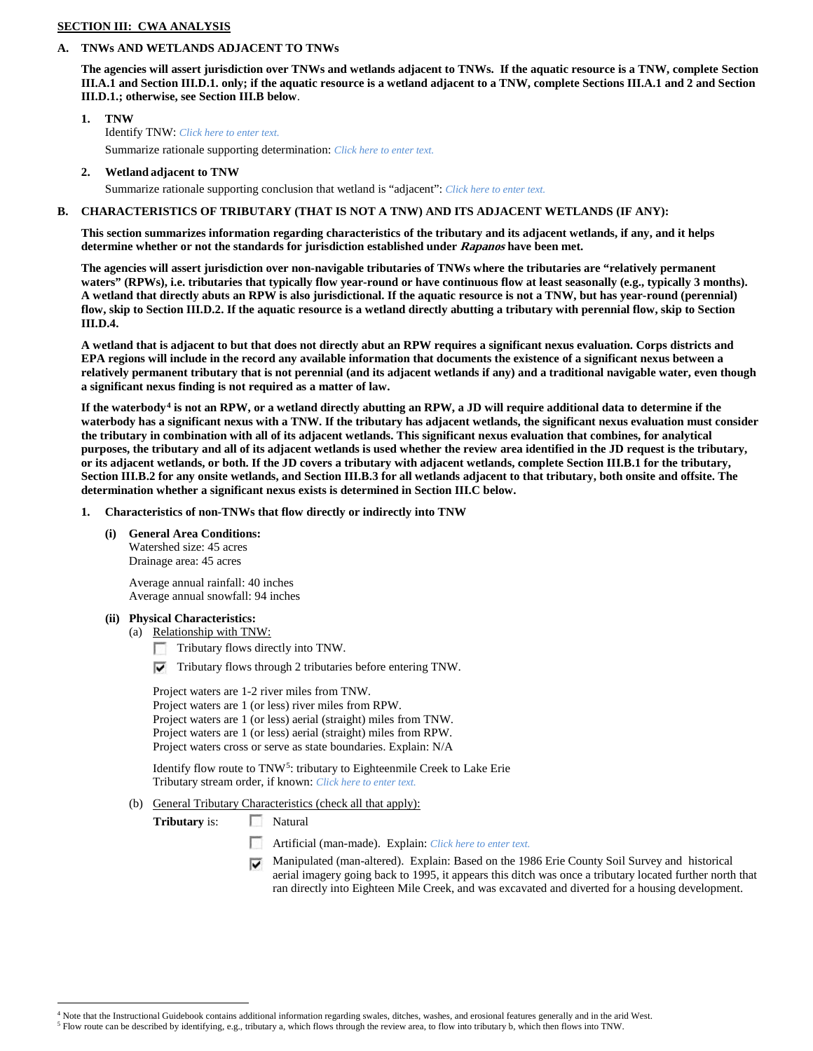## SECTION III: CWA ANALYSIS

### A. TNWs AND WETLANDS ADJACENT TO TNWs

**The agencies will assert jurisdiction over TNWs and wetlands adjacent to TNWs. If the aquatic resource is a TNW, complete Section III.A.1 and Section III.D.1. only; if the aquatic resource is a wetland adjacent to a TNW, complete Sections III.A.1 and 2 and Section III.D.1.; otherwise, see Section III.B below**.

1. **TNW**

   Identify TNW: *Click here to enter text.*

   Summarize rationale supporting determination: *Click here to enter text.*

2. **Wetland adjacent to TNW**

   Summarize rationale supporting conclusion that wetland is "adjacent": *Click here to enter text.*

### B. CHARACTERISTICS OF TRIBUTARY (THAT IS NOT A TNW) AND ITS ADJACENT WETLANDS (IF ANY):

**This section summarizes information regarding characteristics of the tributary and its adjacent wetlands, if any, and it helps determine whether or not the standards for jurisdiction established under *Rapanos* have been met.**

**The agencies will assert jurisdiction over non-navigable tributaries of TNWs where the tributaries are "relatively permanent waters" (RPWs), i.e. tributaries that typically flow year-round or have continuous flow at least seasonally (e.g., typically 3 months). A wetland that directly abuts an RPW is also jurisdictional. If the aquatic resource is not a TNW, but has year-round (perennial) flow, skip to Section III.D.2. If the aquatic resource is a wetland directly abutting a tributary with perennial flow, skip to Section III.D.4.**

**A wetland that is adjacent to but that does not directly abut an RPW requires a significant nexus evaluation. Corps districts and EPA regions will include in the record any available information that documents the existence of a significant nexus between a relatively permanent tributary that is not perennial (and its adjacent wetlands if any) and a traditional navigable water, even though a significant nexus finding is not required as a matter of law.**

**If the waterbody[4] is not an RPW, or a wetland directly abutting an RPW, a JD will require additional data to determine if the waterbody has a significant nexus with a TNW. If the tributary has adjacent wetlands, the significant nexus evaluation must consider the tributary in combination with all of its adjacent wetlands. This significant nexus evaluation that combines, for analytical purposes, the tributary and all of its adjacent wetlands is used whether the review area identified in the JD request is the tributary, or its adjacent wetlands, or both. If the JD covers a tributary with adjacent wetlands, complete Section III.B.1 for the tributary, Section III.B.2 for any onsite wetlands, and Section III.B.3 for all wetlands adjacent to that tributary, both onsite and offsite. The determination whether a significant nexus exists is determined in Section III.C below.**

1. **Characteristics of non-TNWs that flow directly or indirectly into TNW**

   **(i) General Area Conditions:**

   Watershed size: 45 acres
   Drainage area: 45 acres

   Average annual rainfall: 40 inches
   Average annual snowfall: 94 inches

   **(ii) Physical Characteristics:**

   (a) Relationship with TNW:

   - ☐ Tributary flows directly into TNW.
   - ☑ Tributary flows through 2 tributaries before entering TNW.

   Project waters are 1-2 river miles from TNW.
   Project waters are 1 (or less) river miles from RPW.
   Project waters are 1 (or less) aerial (straight) miles from TNW.
   Project waters are 1 (or less) aerial (straight) miles from RPW.
   Project waters cross or serve as state boundaries. Explain: N/A

   Identify flow route to TNW[5]: tributary to Eighteenmile Creek to Lake Erie
   Tributary stream order, if known: *Click here to enter text.*

   (b) General Tributary Characteristics (check all that apply):

   **Tributary** is:
   - ☐ Natural
   - ☐ Artificial (man-made). Explain: *Click here to enter text.*
   - ☑ Manipulated (man-altered). Explain: Based on the 1986 Erie County Soil Survey and historical aerial imagery going back to 1995, it appears this ditch was once a tributary located further north that ran directly into Eighteen Mile Creek, and was excavated and diverted for a housing development.

---

[4] Note that the Instructional Guidebook contains additional information regarding swales, ditches, washes, and erosional features generally and in the arid West.

[5] Flow route can be described by identifying, e.g., tributary a, which flows through the review area, to flow into tributary b, which then flows into TNW.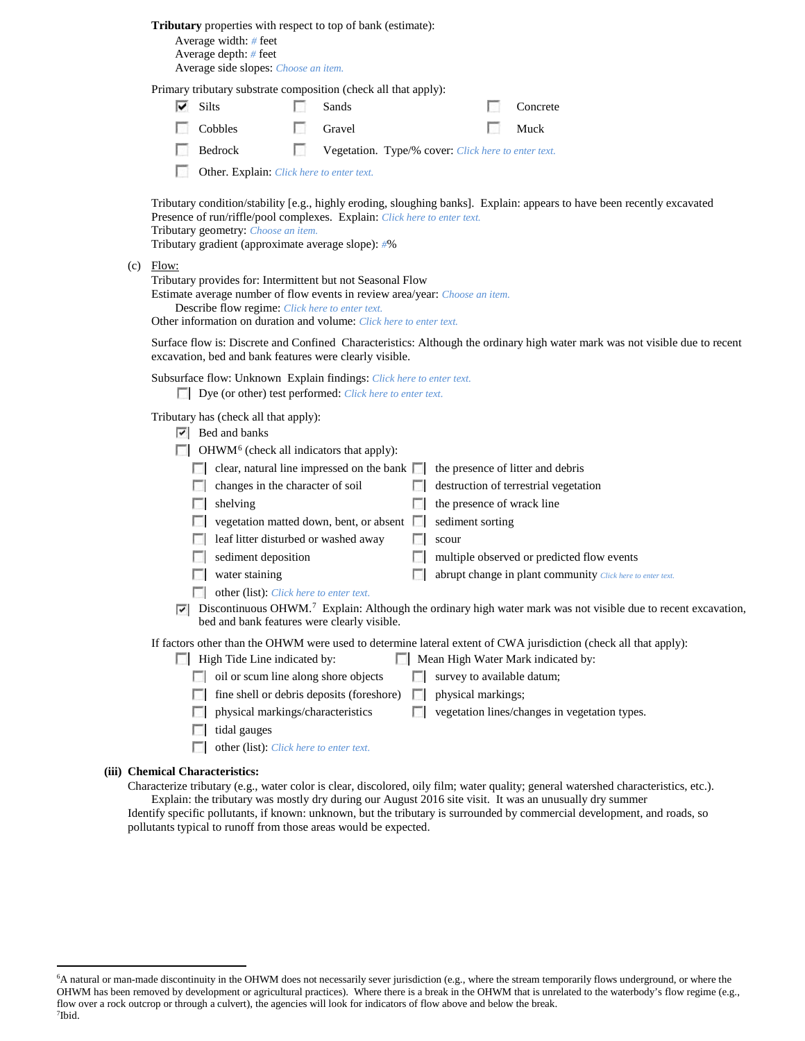**Tributary** properties with respect to top of bank (estimate):

Average width: # feet
Average depth: # feet
Average side slopes: *Choose an item.*

Primary tributary substrate composition (check all that apply):

- [x] Silts
- [ ] Sands
- [ ] Concrete
- [ ] Cobbles
- [ ] Gravel
- [ ] Muck
- [ ] Bedrock
- [ ] Vegetation. Type/% cover: *Click here to enter text.*
- [ ] Other. Explain: *Click here to enter text.*

Tributary condition/stability [e.g., highly eroding, sloughing banks]. Explain: appears to have been recently excavated
Presence of run/riffle/pool complexes. Explain: *Click here to enter text.*
Tributary geometry: *Choose an item.*
Tributary gradient (approximate average slope): #%

(c) Flow:

Tributary provides for: Intermittent but not Seasonal Flow
Estimate average number of flow events in review area/year: *Choose an item.*
Describe flow regime: *Click here to enter text.*
Other information on duration and volume: *Click here to enter text.*

Surface flow is: Discrete and Confined Characteristics: Although the ordinary high water mark was not visible due to recent excavation, bed and bank features were clearly visible.

Subsurface flow: Unknown Explain findings: *Click here to enter text.*

- [ ] Dye (or other) test performed: *Click here to enter text.*

Tributary has (check all that apply):

- [x] Bed and banks
- [ ] OHWM[6] (check all indicators that apply):
  - [ ] clear, natural line impressed on the bank
  - [ ] the presence of litter and debris
  - [ ] changes in the character of soil
  - [ ] destruction of terrestrial vegetation
  - [ ] shelving
  - [ ] the presence of wrack line
  - [ ] vegetation matted down, bent, or absent
  - [ ] sediment sorting
  - [ ] leaf litter disturbed or washed away
  - [ ] scour
  - [ ] sediment deposition
  - [ ] multiple observed or predicted flow events
  - [ ] water staining
  - [ ] abrupt change in plant community *Click here to enter text.*
  - [ ] other (list): *Click here to enter text.*
- [x] Discontinuous OHWM.[7] Explain: Although the ordinary high water mark was not visible due to recent excavation, bed and bank features were clearly visible.

If factors other than the OHWM were used to determine lateral extent of CWA jurisdiction (check all that apply):

- [ ] High Tide Line indicated by:
  - [ ] oil or scum line along shore objects
  - [ ] fine shell or debris deposits (foreshore)
  - [ ] physical markings/characteristics
  - [ ] tidal gauges
  - [ ] other (list): *Click here to enter text.*
- [ ] Mean High Water Mark indicated by:
  - [ ] survey to available datum;
  - [ ] physical markings;
  - [ ] vegetation lines/changes in vegetation types.

**(iii) Chemical Characteristics:**

Characterize tributary (e.g., water color is clear, discolored, oily film; water quality; general watershed characteristics, etc.).
Explain: the tributary was mostly dry during our August 2016 site visit. It was an unusually dry summer
Identify specific pollutants, if known: unknown, but the tributary is surrounded by commercial development, and roads, so pollutants typical to runoff from those areas would be expected.

---

[6]A natural or man-made discontinuity in the OHWM does not necessarily sever jurisdiction (e.g., where the stream temporarily flows underground, or where the OHWM has been removed by development or agricultural practices). Where there is a break in the OHWM that is unrelated to the waterbody's flow regime (e.g., flow over a rock outcrop or through a culvert), the agencies will look for indicators of flow above and below the break.
[7]Ibid.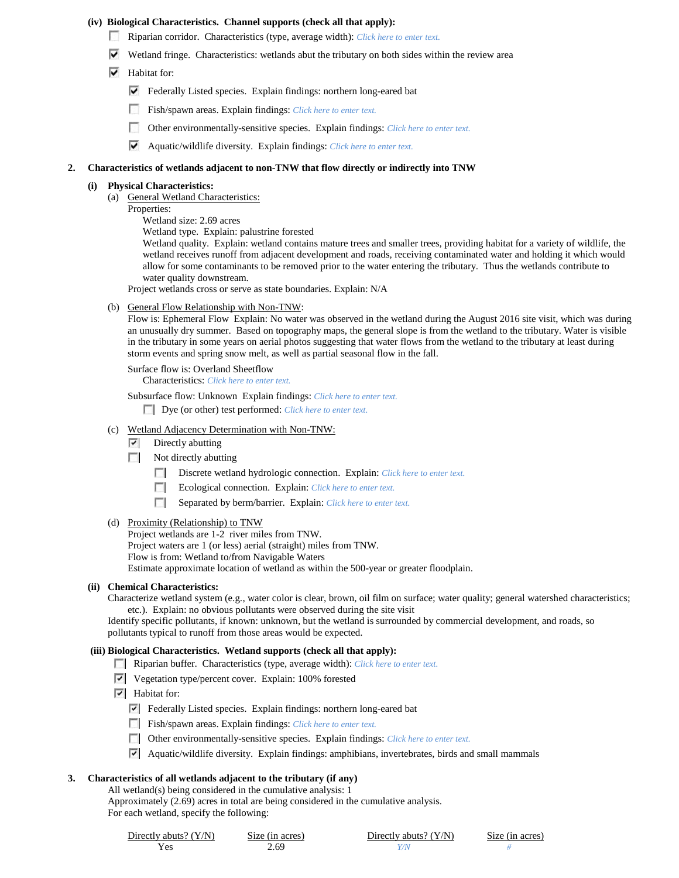**(iv) Biological Characteristics. Channel supports (check all that apply):**

- ☐ Riparian corridor. Characteristics (type, average width): *Click here to enter text.*
- ☑ Wetland fringe. Characteristics: wetlands abut the tributary on both sides within the review area
- ☑ Habitat for:
  - ☑ Federally Listed species. Explain findings: northern long-eared bat
  - ☐ Fish/spawn areas. Explain findings: *Click here to enter text.*
  - ☐ Other environmentally-sensitive species. Explain findings: *Click here to enter text.*
  - ☑ Aquatic/wildlife diversity. Explain findings: *Click here to enter text.*

**2. Characteristics of wetlands adjacent to non-TNW that flow directly or indirectly into TNW**

**(i) Physical Characteristics:**

(a) General Wetland Characteristics:

Properties:

Wetland size: 2.69 acres

Wetland type. Explain: palustrine forested

Wetland quality. Explain: wetland contains mature trees and smaller trees, providing habitat for a variety of wildlife, the wetland receives runoff from adjacent development and roads, receiving contaminated water and holding it which would allow for some contaminants to be removed prior to the water entering the tributary. Thus the wetlands contribute to water quality downstream.

Project wetlands cross or serve as state boundaries. Explain: N/A

(b) General Flow Relationship with Non-TNW:

Flow is: Ephemeral Flow Explain: No water was observed in the wetland during the August 2016 site visit, which was during an unusually dry summer. Based on topography maps, the general slope is from the wetland to the tributary. Water is visible in the tributary in some years on aerial photos suggesting that water flows from the wetland to the tributary at least during storm events and spring snow melt, as well as partial seasonal flow in the fall.

Surface flow is: Overland Sheetflow

Characteristics: *Click here to enter text.*

Subsurface flow: Unknown Explain findings: *Click here to enter text.*

☐ Dye (or other) test performed: *Click here to enter text.*

(c) Wetland Adjacency Determination with Non-TNW:

- ☑ Directly abutting
- ☐ Not directly abutting
  - ☐ Discrete wetland hydrologic connection. Explain: *Click here to enter text.*
  - ☐ Ecological connection. Explain: *Click here to enter text.*
  - ☐ Separated by berm/barrier. Explain: *Click here to enter text.*

(d) Proximity (Relationship) to TNW

Project wetlands are 1-2 river miles from TNW.

Project waters are 1 (or less) aerial (straight) miles from TNW.

Flow is from: Wetland to/from Navigable Waters

Estimate approximate location of wetland as within the 500-year or greater floodplain.

**(ii) Chemical Characteristics:**

Characterize wetland system (e.g., water color is clear, brown, oil film on surface; water quality; general watershed characteristics; etc.). Explain: no obvious pollutants were observed during the site visit

Identify specific pollutants, if known: unknown, but the wetland is surrounded by commercial development, and roads, so pollutants typical to runoff from those areas would be expected.

**(iii) Biological Characteristics. Wetland supports (check all that apply):**

- ☐ Riparian buffer. Characteristics (type, average width): *Click here to enter text.*
- ☑ Vegetation type/percent cover. Explain: 100% forested
- ☑ Habitat for:
  - ☑ Federally Listed species. Explain findings: northern long-eared bat
  - ☐ Fish/spawn areas. Explain findings: *Click here to enter text.*
  - ☐ Other environmentally-sensitive species. Explain findings: *Click here to enter text.*
  - ☑ Aquatic/wildlife diversity. Explain findings: amphibians, invertebrates, birds and small mammals

**3. Characteristics of all wetlands adjacent to the tributary (if any)**

All wetland(s) being considered in the cumulative analysis: 1

Approximately (2.69) acres in total are being considered in the cumulative analysis.

For each wetland, specify the following:

| Directly abuts? (Y/N) | Size (in acres) | Directly abuts? (Y/N) | Size (in acres) |
|---|---|---|---|
| Yes | 2.69 | *Y/N* | *#* |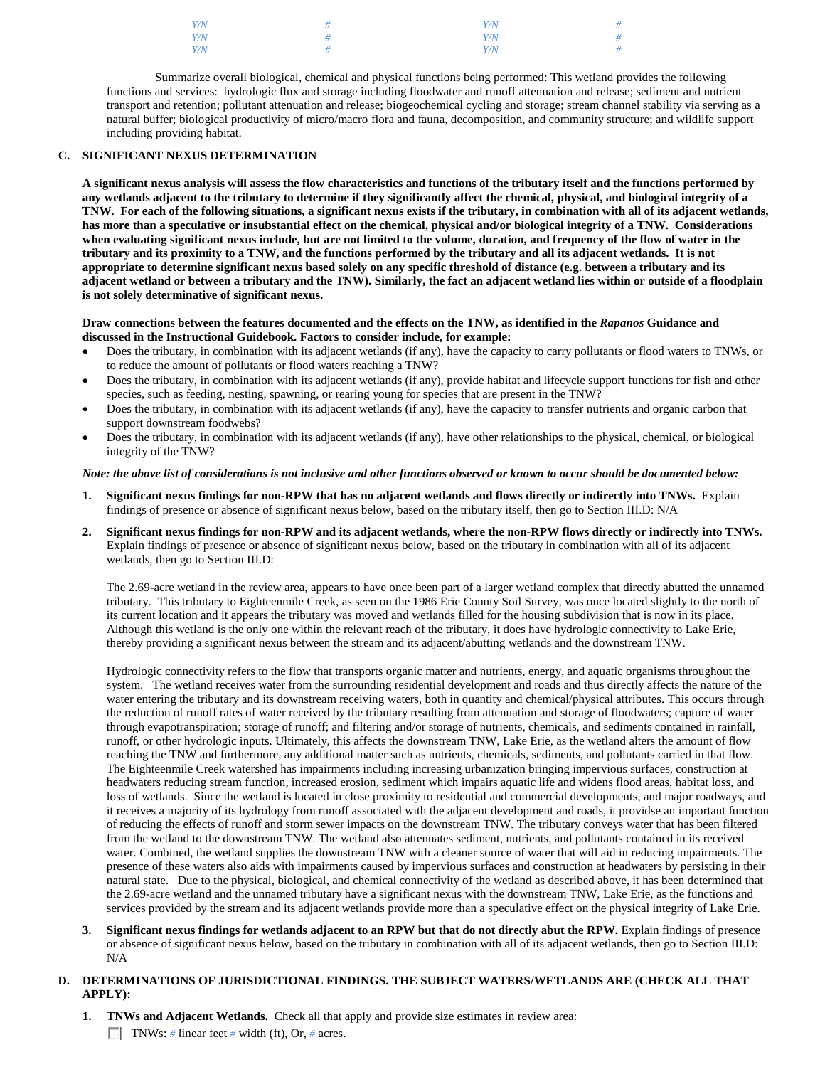| Y/N | # | Y/N | # |
|---|---|---|---|
| Y/N | # | Y/N | # |
| Y/N | # | Y/N | # |

Summarize overall biological, chemical and physical functions being performed: This wetland provides the following functions and services: hydrologic flux and storage including floodwater and runoff attenuation and release; sediment and nutrient transport and retention; pollutant attenuation and release; biogeochemical cycling and storage; stream channel stability via serving as a natural buffer; biological productivity of micro/macro flora and fauna, decomposition, and community structure; and wildlife support including providing habitat.

## C. SIGNIFICANT NEXUS DETERMINATION

**A significant nexus analysis will assess the flow characteristics and functions of the tributary itself and the functions performed by any wetlands adjacent to the tributary to determine if they significantly affect the chemical, physical, and biological integrity of a TNW. For each of the following situations, a significant nexus exists if the tributary, in combination with all of its adjacent wetlands, has more than a speculative or insubstantial effect on the chemical, physical and/or biological integrity of a TNW. Considerations when evaluating significant nexus include, but are not limited to the volume, duration, and frequency of the flow of water in the tributary and its proximity to a TNW, and the functions performed by the tributary and all its adjacent wetlands. It is not appropriate to determine significant nexus based solely on any specific threshold of distance (e.g. between a tributary and its adjacent wetland or between a tributary and the TNW). Similarly, the fact an adjacent wetland lies within or outside of a floodplain is not solely determinative of significant nexus.**

**Draw connections between the features documented and the effects on the TNW, as identified in the *Rapanos* Guidance and discussed in the Instructional Guidebook. Factors to consider include, for example:**

- Does the tributary, in combination with its adjacent wetlands (if any), have the capacity to carry pollutants or flood waters to TNWs, or to reduce the amount of pollutants or flood waters reaching a TNW?
- Does the tributary, in combination with its adjacent wetlands (if any), provide habitat and lifecycle support functions for fish and other species, such as feeding, nesting, spawning, or rearing young for species that are present in the TNW?
- Does the tributary, in combination with its adjacent wetlands (if any), have the capacity to transfer nutrients and organic carbon that support downstream foodwebs?
- Does the tributary, in combination with its adjacent wetlands (if any), have other relationships to the physical, chemical, or biological integrity of the TNW?

***Note: the above list of considerations is not inclusive and other functions observed or known to occur should be documented below:***

1. **Significant nexus findings for non-RPW that has no adjacent wetlands and flows directly or indirectly into TNWs.** Explain findings of presence or absence of significant nexus below, based on the tributary itself, then go to Section III.D: N/A

2. **Significant nexus findings for non-RPW and its adjacent wetlands, where the non-RPW flows directly or indirectly into TNWs.** Explain findings of presence or absence of significant nexus below, based on the tributary in combination with all of its adjacent wetlands, then go to Section III.D:

   The 2.69-acre wetland in the review area, appears to have once been part of a larger wetland complex that directly abutted the unnamed tributary. This tributary to Eighteenmile Creek, as seen on the 1986 Erie County Soil Survey, was once located slightly to the north of its current location and it appears the tributary was moved and wetlands filled for the housing subdivision that is now in its place. Although this wetland is the only one within the relevant reach of the tributary, it does have hydrologic connectivity to Lake Erie, thereby providing a significant nexus between the stream and its adjacent/abutting wetlands and the downstream TNW.

   Hydrologic connectivity refers to the flow that transports organic matter and nutrients, energy, and aquatic organisms throughout the system. The wetland receives water from the surrounding residential development and roads and thus directly affects the nature of the water entering the tributary and its downstream receiving waters, both in quantity and chemical/physical attributes. This occurs through the reduction of runoff rates of water received by the tributary resulting from attenuation and storage of floodwaters; capture of water through evapotranspiration; storage of runoff; and filtering and/or storage of nutrients, chemicals, and sediments contained in rainfall, runoff, or other hydrologic inputs. Ultimately, this affects the downstream TNW, Lake Erie, as the wetland alters the amount of flow reaching the TNW and furthermore, any additional matter such as nutrients, chemicals, sediments, and pollutants carried in that flow. The Eighteenmile Creek watershed has impairments including increasing urbanization bringing impervious surfaces, construction at headwaters reducing stream function, increased erosion, sediment which impairs aquatic life and widens flood areas, habitat loss, and loss of wetlands. Since the wetland is located in close proximity to residential and commercial developments, and major roadways, and it receives a majority of its hydrology from runoff associated with the adjacent development and roads, it providse an important function of reducing the effects of runoff and storm sewer impacts on the downstream TNW. The tributary conveys water that has been filtered from the wetland to the downstream TNW. The wetland also attenuates sediment, nutrients, and pollutants contained in its received water. Combined, the wetland supplies the downstream TNW with a cleaner source of water that will aid in reducing impairments. The presence of these waters also aids with impairments caused by impervious surfaces and construction at headwaters by persisting in their natural state. Due to the physical, biological, and chemical connectivity of the wetland as described above, it has been determined that the 2.69-acre wetland and the unnamed tributary have a significant nexus with the downstream TNW, Lake Erie, as the functions and services provided by the stream and its adjacent wetlands provide more than a speculative effect on the physical integrity of Lake Erie.

3. **Significant nexus findings for wetlands adjacent to an RPW but that do not directly abut the RPW.** Explain findings of presence or absence of significant nexus below, based on the tributary in combination with all of its adjacent wetlands, then go to Section III.D: N/A

## D. DETERMINATIONS OF JURISDICTIONAL FINDINGS. THE SUBJECT WATERS/WETLANDS ARE (CHECK ALL THAT APPLY):

1. **TNWs and Adjacent Wetlands.** Check all that apply and provide size estimates in review area:

   ☐ TNWs: # linear feet # width (ft), Or, # acres.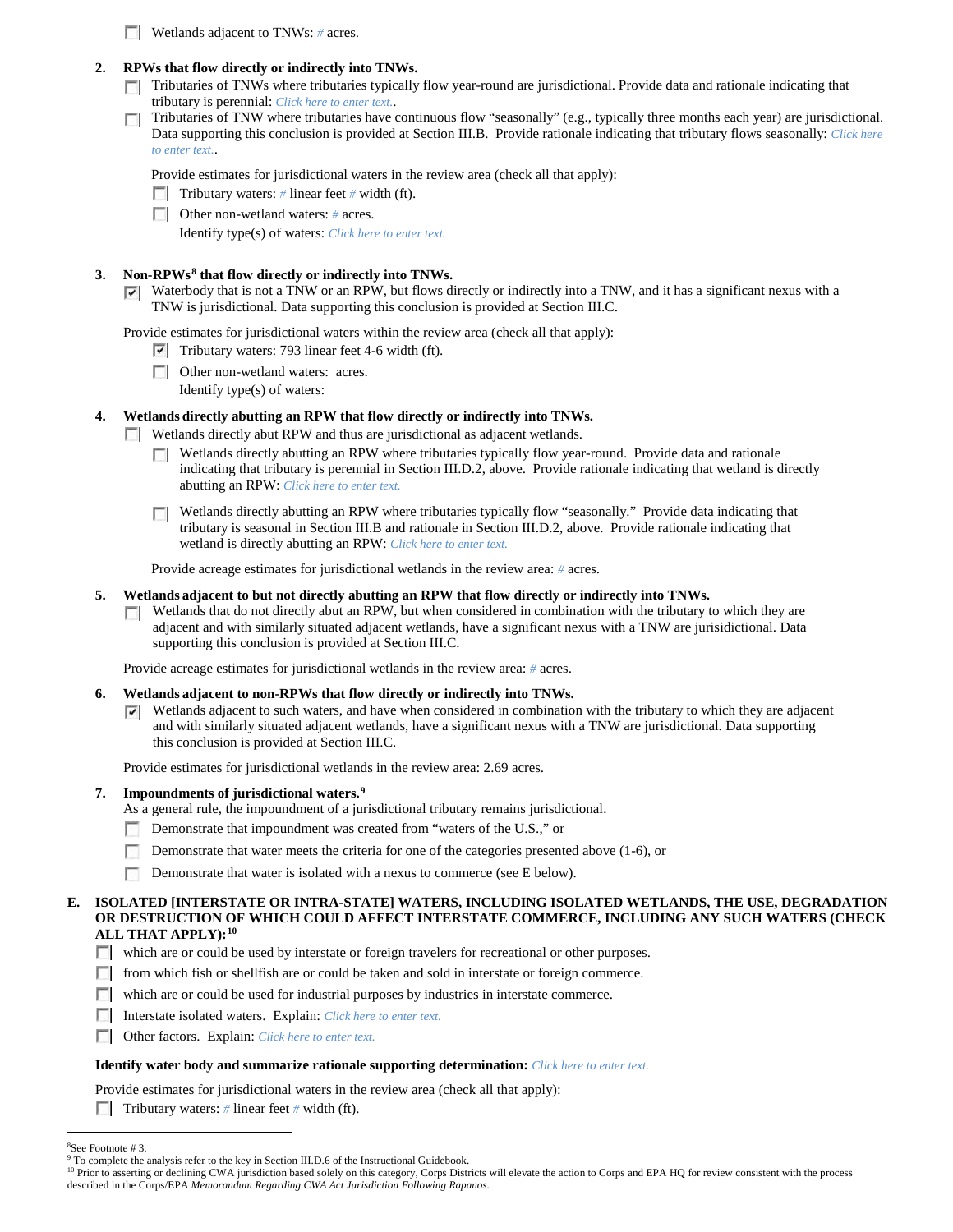- [ ] Wetlands adjacent to TNWs: # acres.

2. **RPWs that flow directly or indirectly into TNWs.**
   - [ ] Tributaries of TNWs where tributaries typically flow year-round are jurisdictional. Provide data and rationale indicating that tributary is perennial: *Click here to enter text.*.
   - [ ] Tributaries of TNW where tributaries have continuous flow "seasonally" (e.g., typically three months each year) are jurisdictional. Data supporting this conclusion is provided at Section III.B. Provide rationale indicating that tributary flows seasonally: *Click here to enter text.*.

   Provide estimates for jurisdictional waters in the review area (check all that apply):
   - [ ] Tributary waters: # linear feet # width (ft).
   - [ ] Other non-wetland waters: # acres.
     Identify type(s) of waters: *Click here to enter text.*

3. **Non-RPWs[8] that flow directly or indirectly into TNWs.**
   - [x] Waterbody that is not a TNW or an RPW, but flows directly or indirectly into a TNW, and it has a significant nexus with a TNW is jurisdictional. Data supporting this conclusion is provided at Section III.C.

   Provide estimates for jurisdictional waters within the review area (check all that apply):
   - [x] Tributary waters: 793 linear feet 4-6 width (ft).
   - [ ] Other non-wetland waters: acres.
     Identify type(s) of waters:

4. **Wetlands directly abutting an RPW that flow directly or indirectly into TNWs.**
   - [ ] Wetlands directly abut RPW and thus are jurisdictional as adjacent wetlands.
     - [ ] Wetlands directly abutting an RPW where tributaries typically flow year-round. Provide data and rationale indicating that tributary is perennial in Section III.D.2, above. Provide rationale indicating that wetland is directly abutting an RPW: *Click here to enter text.*
     - [ ] Wetlands directly abutting an RPW where tributaries typically flow "seasonally." Provide data indicating that tributary is seasonal in Section III.B and rationale in Section III.D.2, above. Provide rationale indicating that wetland is directly abutting an RPW: *Click here to enter text.*

   Provide acreage estimates for jurisdictional wetlands in the review area: # acres.

5. **Wetlands adjacent to but not directly abutting an RPW that flow directly or indirectly into TNWs.**
   - [ ] Wetlands that do not directly abut an RPW, but when considered in combination with the tributary to which they are adjacent and with similarly situated adjacent wetlands, have a significant nexus with a TNW are jurisidictional. Data supporting this conclusion is provided at Section III.C.

   Provide acreage estimates for jurisdictional wetlands in the review area: # acres.

6. **Wetlands adjacent to non-RPWs that flow directly or indirectly into TNWs.**
   - [x] Wetlands adjacent to such waters, and have when considered in combination with the tributary to which they are adjacent and with similarly situated adjacent wetlands, have a significant nexus with a TNW are jurisdictional. Data supporting this conclusion is provided at Section III.C.

   Provide estimates for jurisdictional wetlands in the review area: 2.69 acres.

7. **Impoundments of jurisdictional waters.[9]**
   As a general rule, the impoundment of a jurisdictional tributary remains jurisdictional.
   - [ ] Demonstrate that impoundment was created from "waters of the U.S.," or
   - [ ] Demonstrate that water meets the criteria for one of the categories presented above (1-6), or
   - [ ] Demonstrate that water is isolated with a nexus to commerce (see E below).

**E. ISOLATED [INTERSTATE OR INTRA-STATE] WATERS, INCLUDING ISOLATED WETLANDS, THE USE, DEGRADATION OR DESTRUCTION OF WHICH COULD AFFECT INTERSTATE COMMERCE, INCLUDING ANY SUCH WATERS (CHECK ALL THAT APPLY):[10]**

- [ ] which are or could be used by interstate or foreign travelers for recreational or other purposes.
- [ ] from which fish or shellfish are or could be taken and sold in interstate or foreign commerce.
- [ ] which are or could be used for industrial purposes by industries in interstate commerce.
- [ ] Interstate isolated waters. Explain: *Click here to enter text.*
- [ ] Other factors. Explain: *Click here to enter text.*

**Identify water body and summarize rationale supporting determination:** *Click here to enter text.*

Provide estimates for jurisdictional waters in the review area (check all that apply):
- [ ] Tributary waters: # linear feet # width (ft).

---

[8] See Footnote # 3.
[9] To complete the analysis refer to the key in Section III.D.6 of the Instructional Guidebook.
[10] Prior to asserting or declining CWA jurisdiction based solely on this category, Corps Districts will elevate the action to Corps and EPA HQ for review consistent with the process described in the Corps/EPA *Memorandum Regarding CWA Act Jurisdiction Following Rapanos.*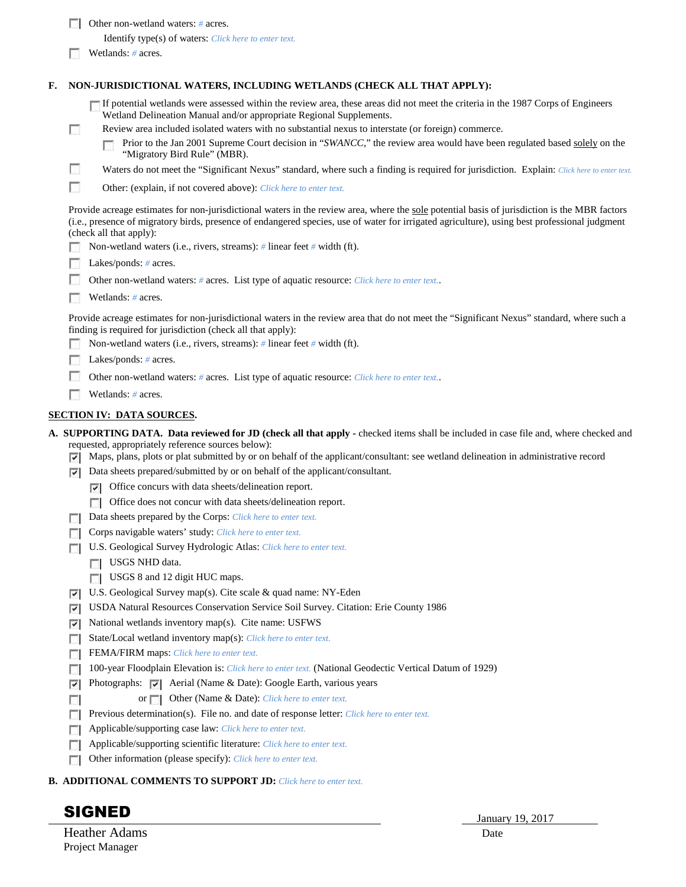- [ ] Other non-wetland waters: # acres.
  Identify type(s) of waters: *Click here to enter text.*
- [ ] Wetlands: # acres.

**F. NON-JURISDICTIONAL WATERS, INCLUDING WETLANDS (CHECK ALL THAT APPLY):**

- [ ] If potential wetlands were assessed within the review area, these areas did not meet the criteria in the 1987 Corps of Engineers Wetland Delineation Manual and/or appropriate Regional Supplements.
- [ ] Review area included isolated waters with no substantial nexus to interstate (or foreign) commerce.
  - [ ] Prior to the Jan 2001 Supreme Court decision in "*SWANCC*," the review area would have been regulated based solely on the "Migratory Bird Rule" (MBR).
- [ ] Waters do not meet the "Significant Nexus" standard, where such a finding is required for jurisdiction. Explain: *Click here to enter text.*
- [ ] Other: (explain, if not covered above): *Click here to enter text.*

Provide acreage estimates for non-jurisdictional waters in the review area, where the sole potential basis of jurisdiction is the MBR factors (i.e., presence of migratory birds, presence of endangered species, use of water for irrigated agriculture), using best professional judgment (check all that apply):

- [ ] Non-wetland waters (i.e., rivers, streams): # linear feet # width (ft).
- [ ] Lakes/ponds: # acres.
- [ ] Other non-wetland waters: # acres. List type of aquatic resource: *Click here to enter text.*.
- [ ] Wetlands: # acres.

Provide acreage estimates for non-jurisdictional waters in the review area that do not meet the "Significant Nexus" standard, where such a finding is required for jurisdiction (check all that apply):

- [ ] Non-wetland waters (i.e., rivers, streams): # linear feet # width (ft).
- [ ] Lakes/ponds: # acres.
- [ ] Other non-wetland waters: # acres. List type of aquatic resource: *Click here to enter text.*.
- [ ] Wetlands: # acres.

**SECTION IV: DATA SOURCES.**

**A. SUPPORTING DATA. Data reviewed for JD (check all that apply** - checked items shall be included in case file and, where checked and requested, appropriately reference sources below):

- [x] Maps, plans, plots or plat submitted by or on behalf of the applicant/consultant: see wetland delineation in administrative record
- [x] Data sheets prepared/submitted by or on behalf of the applicant/consultant.
  - [x] Office concurs with data sheets/delineation report.
  - [ ] Office does not concur with data sheets/delineation report.
- [ ] Data sheets prepared by the Corps: *Click here to enter text.*
- [ ] Corps navigable waters' study: *Click here to enter text.*
- [ ] U.S. Geological Survey Hydrologic Atlas: *Click here to enter text.*
  - [ ] USGS NHD data.
  - [ ] USGS 8 and 12 digit HUC maps.
- [x] U.S. Geological Survey map(s). Cite scale & quad name: NY-Eden
- [x] USDA Natural Resources Conservation Service Soil Survey. Citation: Erie County 1986
- [x] National wetlands inventory map(s). Cite name: USFWS
- [ ] State/Local wetland inventory map(s): *Click here to enter text.*
- [ ] FEMA/FIRM maps: *Click here to enter text.*
- [ ] 100-year Floodplain Elevation is: *Click here to enter text.* (National Geodectic Vertical Datum of 1929)
- [x] Photographs: [x] Aerial (Name & Date): Google Earth, various years
- [ ] or [ ] Other (Name & Date): *Click here to enter text.*
- [ ] Previous determination(s). File no. and date of response letter: *Click here to enter text.*
- [ ] Applicable/supporting case law: *Click here to enter text.*
- [ ] Applicable/supporting scientific literature: *Click here to enter text.*
- [ ] Other information (please specify): *Click here to enter text.*

**B. ADDITIONAL COMMENTS TO SUPPORT JD:** *Click here to enter text.*

**SIGNED**

Heather Adams
Project Manager

January 19, 2017
Date